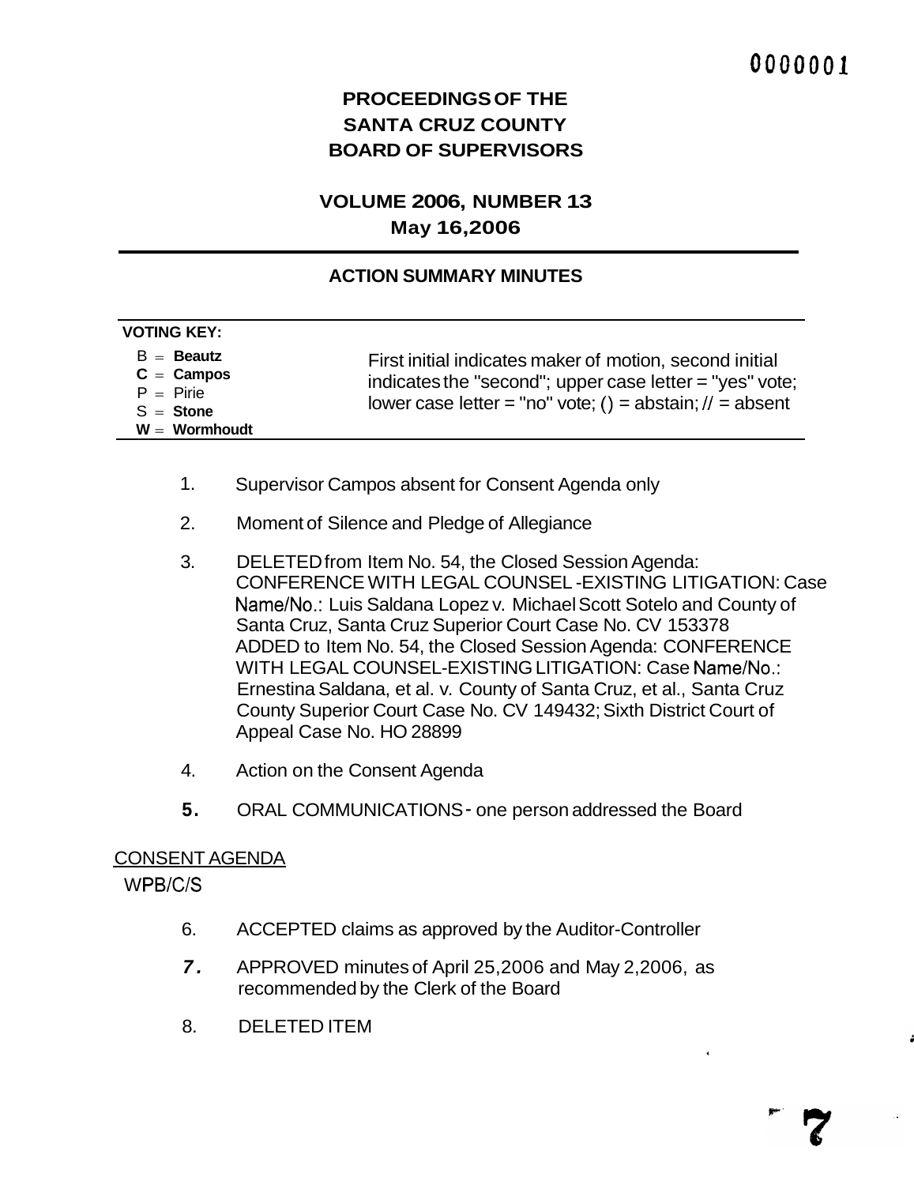# PROCEEDINGS OF THE SANTA CRUZ COUNTY BOARD OF SUPERVISORS

## VOLUME 2006, NUMBER 13
## May 16,2006

### ACTION SUMMARY MINUTES

**VOTING KEY:**

B = **Beautz**
**C** = **Campos**
P = Pirie
S = **Stone**
**W** = **Wormhoudt**

First initial indicates maker of motion, second initial indicates the "second"; upper case letter = "yes" vote; lower case letter = "no" vote; () = abstain; // = absent

1. Supervisor Campos absent for Consent Agenda only

2. Moment of Silence and Pledge of Allegiance

3. DELETED from Item No. 54, the Closed Session Agenda: CONFERENCE WITH LEGAL COUNSEL -EXISTING LITIGATION: Case Name/No.: Luis Saldana Lopez v. Michael Scott Sotelo and County of Santa Cruz, Santa Cruz Superior Court Case No. CV 153378
ADDED to Item No. 54, the Closed Session Agenda: CONFERENCE WITH LEGAL COUNSEL-EXISTING LITIGATION: Case Name/No.: Ernestina Saldana, et al. v. County of Santa Cruz, et al., Santa Cruz County Superior Court Case No. CV 149432; Sixth District Court of Appeal Case No. HO 28899

4. Action on the Consent Agenda

5. ORAL COMMUNICATIONS - one person addressed the Board

CONSENT AGENDA
WPB/C/S

6. ACCEPTED claims as approved by the Auditor-Controller

7. APPROVED minutes of April 25,2006 and May 2,2006, as recommended by the Clerk of the Board

8. DELETED ITEM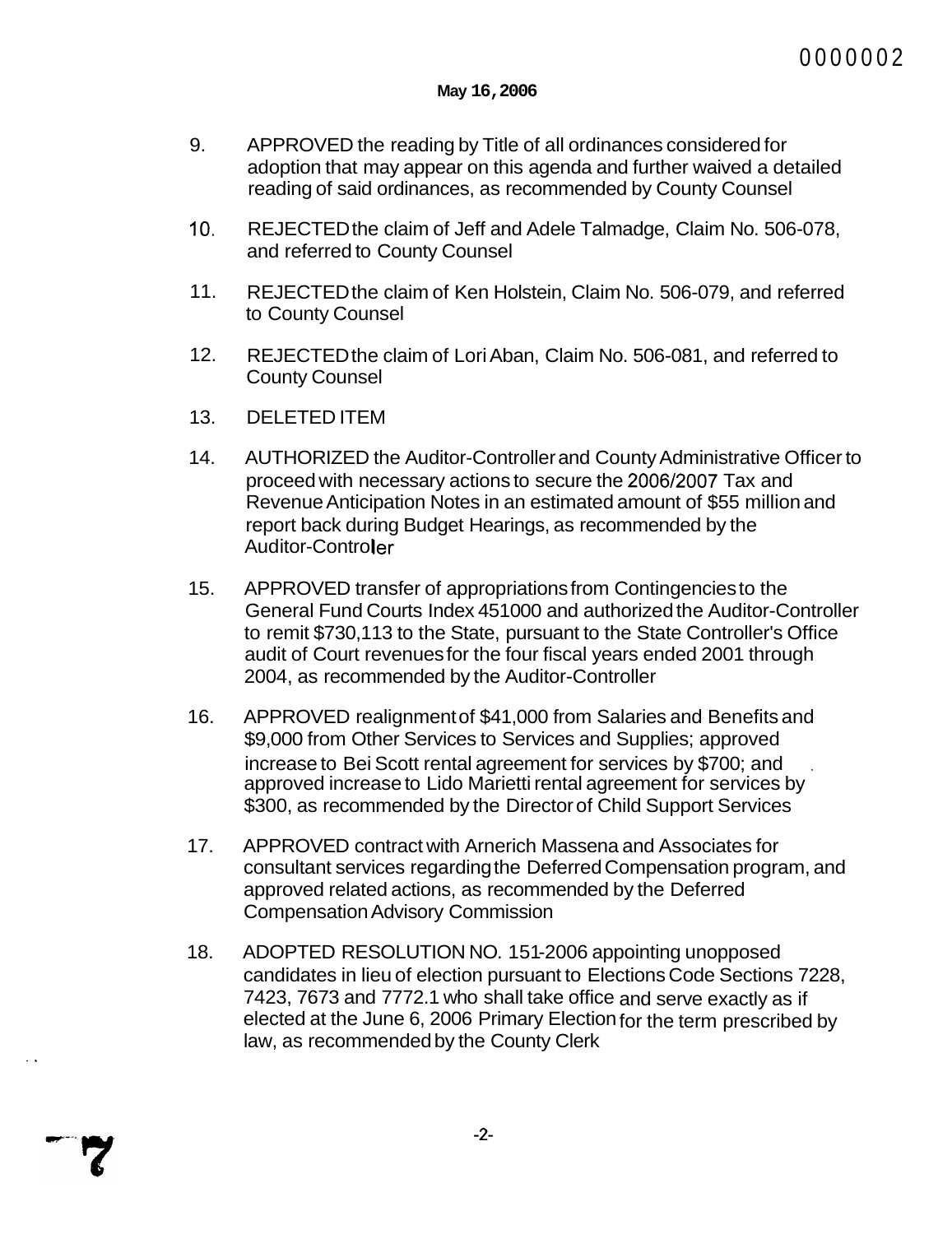May 16, 2006

9. APPROVED the reading by Title of all ordinances considered for adoption that may appear on this agenda and further waived a detailed reading of said ordinances, as recommended by County Counsel

10. REJECTED the claim of Jeff and Adele Talmadge, Claim No. 506-078, and referred to County Counsel

11. REJECTED the claim of Ken Holstein, Claim No. 506-079, and referred to County Counsel

12. REJECTED the claim of Lori Aban, Claim No. 506-081, and referred to County Counsel

13. DELETED ITEM

14. AUTHORIZED the Auditor-Controller and County Administrative Officer to proceed with necessary actions to secure the 2006/2007 Tax and Revenue Anticipation Notes in an estimated amount of $55 million and report back during Budget Hearings, as recommended by the Auditor-Controler

15. APPROVED transfer of appropriations from Contingencies to the General Fund Courts Index 451000 and authorized the Auditor-Controller to remit $730,113 to the State, pursuant to the State Controller's Office audit of Court revenues for the four fiscal years ended 2001 through 2004, as recommended by the Auditor-Controller

16. APPROVED realignment of $41,000 from Salaries and Benefits and $9,000 from Other Services to Services and Supplies; approved increase to Bei Scott rental agreement for services by $700; and approved increase to Lido Marietti rental agreement for services by $300, as recommended by the Director of Child Support Services

17. APPROVED contract with Arnerich Massena and Associates for consultant services regarding the Deferred Compensation program, and approved related actions, as recommended by the Deferred Compensation Advisory Commission

18. ADOPTED RESOLUTION NO. 151-2006 appointing unopposed candidates in lieu of election pursuant to Elections Code Sections 7228, 7423, 7673 and 7772.1 who shall take office and serve exactly as if elected at the June 6, 2006 Primary Election for the term prescribed by law, as recommended by the County Clerk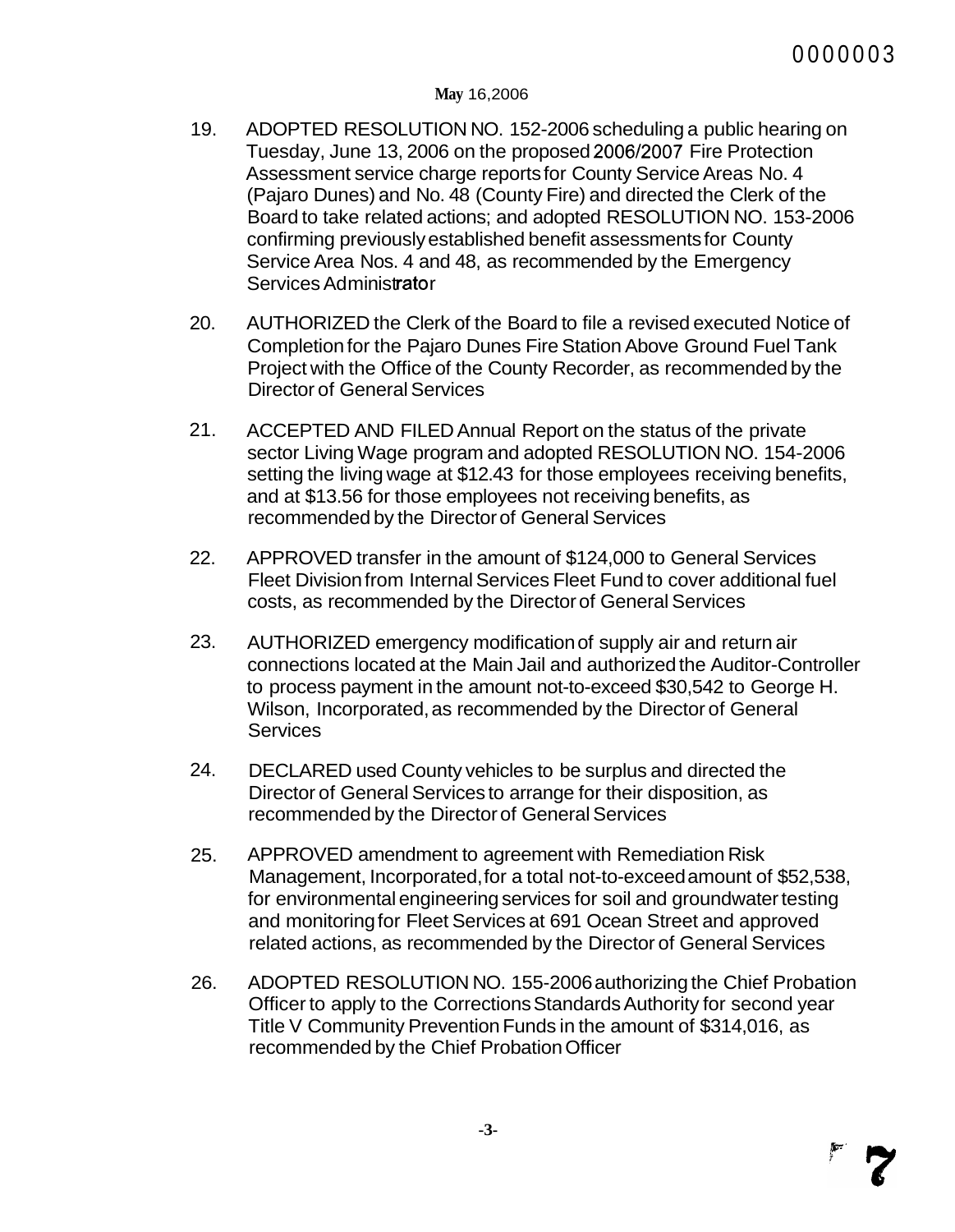**May** 16,2006

19. ADOPTED RESOLUTION NO. 152-2006 scheduling a public hearing on Tuesday, June 13, 2006 on the proposed 2006/2007 Fire Protection Assessment service charge reports for County Service Areas No. 4 (Pajaro Dunes) and No. 48 (County Fire) and directed the Clerk of the Board to take related actions; and adopted RESOLUTION NO. 153-2006 confirming previously established benefit assessments for County Service Area Nos. 4 and 48, as recommended by the Emergency Services Administrator

20. AUTHORIZED the Clerk of the Board to file a revised executed Notice of Completion for the Pajaro Dunes Fire Station Above Ground Fuel Tank Project with the Office of the County Recorder, as recommended by the Director of General Services

21. ACCEPTED AND FILED Annual Report on the status of the private sector Living Wage program and adopted RESOLUTION NO. 154-2006 setting the living wage at $12.43 for those employees receiving benefits, and at $13.56 for those employees not receiving benefits, as recommended by the Director of General Services

22. APPROVED transfer in the amount of $124,000 to General Services Fleet Division from Internal Services Fleet Fund to cover additional fuel costs, as recommended by the Director of General Services

23. AUTHORIZED emergency modification of supply air and return air connections located at the Main Jail and authorized the Auditor-Controller to process payment in the amount not-to-exceed $30,542 to George H. Wilson, Incorporated, as recommended by the Director of General Services

24. DECLARED used County vehicles to be surplus and directed the Director of General Services to arrange for their disposition, as recommended by the Director of General Services

25. APPROVED amendment to agreement with Remediation Risk Management, Incorporated, for a total not-to-exceed amount of $52,538, for environmental engineering services for soil and groundwater testing and monitoring for Fleet Services at 691 Ocean Street and approved related actions, as recommended by the Director of General Services

26. ADOPTED RESOLUTION NO. 155-2006 authorizing the Chief Probation Officer to apply to the Corrections Standards Authority for second year Title V Community Prevention Funds in the amount of $314,016, as recommended by the Chief Probation Officer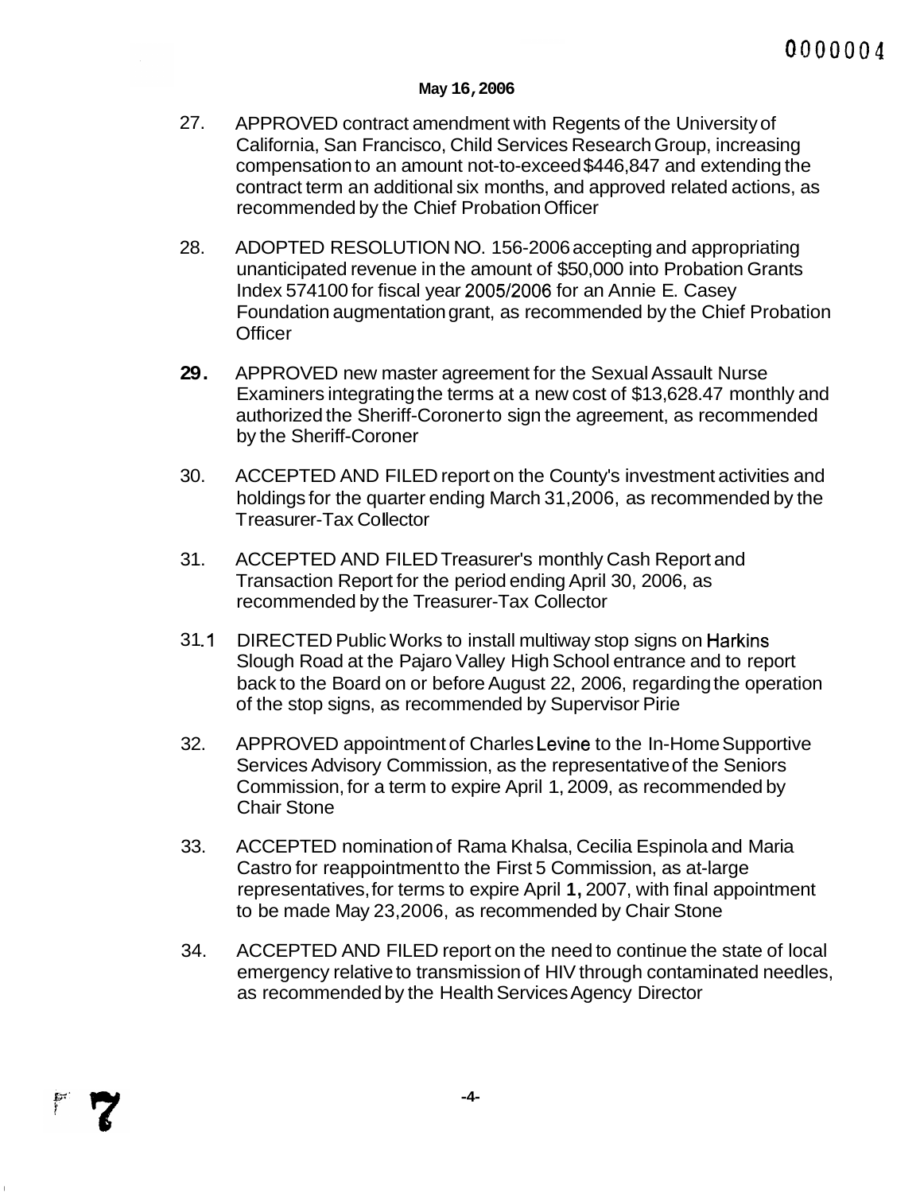May 16, 2006

27. APPROVED contract amendment with Regents of the University of California, San Francisco, Child Services Research Group, increasing compensation to an amount not-to-exceed $446,847 and extending the contract term an additional six months, and approved related actions, as recommended by the Chief Probation Officer

28. ADOPTED RESOLUTION NO. 156-2006 accepting and appropriating unanticipated revenue in the amount of $50,000 into Probation Grants Index 574100 for fiscal year 2005/2006 for an Annie E. Casey Foundation augmentation grant, as recommended by the Chief Probation Officer

29. APPROVED new master agreement for the Sexual Assault Nurse Examiners integrating the terms at a new cost of $13,628.47 monthly and authorized the Sheriff-Coroner to sign the agreement, as recommended by the Sheriff-Coroner

30. ACCEPTED AND FILED report on the County's investment activities and holdings for the quarter ending March 31, 2006, as recommended by the Treasurer-Tax Collector

31. ACCEPTED AND FILED Treasurer's monthly Cash Report and Transaction Report for the period ending April 30, 2006, as recommended by the Treasurer-Tax Collector

31.1 DIRECTED Public Works to install multiway stop signs on Harkins Slough Road at the Pajaro Valley High School entrance and to report back to the Board on or before August 22, 2006, regarding the operation of the stop signs, as recommended by Supervisor Pirie

32. APPROVED appointment of Charles Levine to the In-Home Supportive Services Advisory Commission, as the representative of the Seniors Commission, for a term to expire April 1, 2009, as recommended by Chair Stone

33. ACCEPTED nomination of Rama Khalsa, Cecilia Espinola and Maria Castro for reappointment to the First 5 Commission, as at-large representatives, for terms to expire April 1, 2007, with final appointment to be made May 23, 2006, as recommended by Chair Stone

34. ACCEPTED AND FILED report on the need to continue the state of local emergency relative to transmission of HIV through contaminated needles, as recommended by the Health Services Agency Director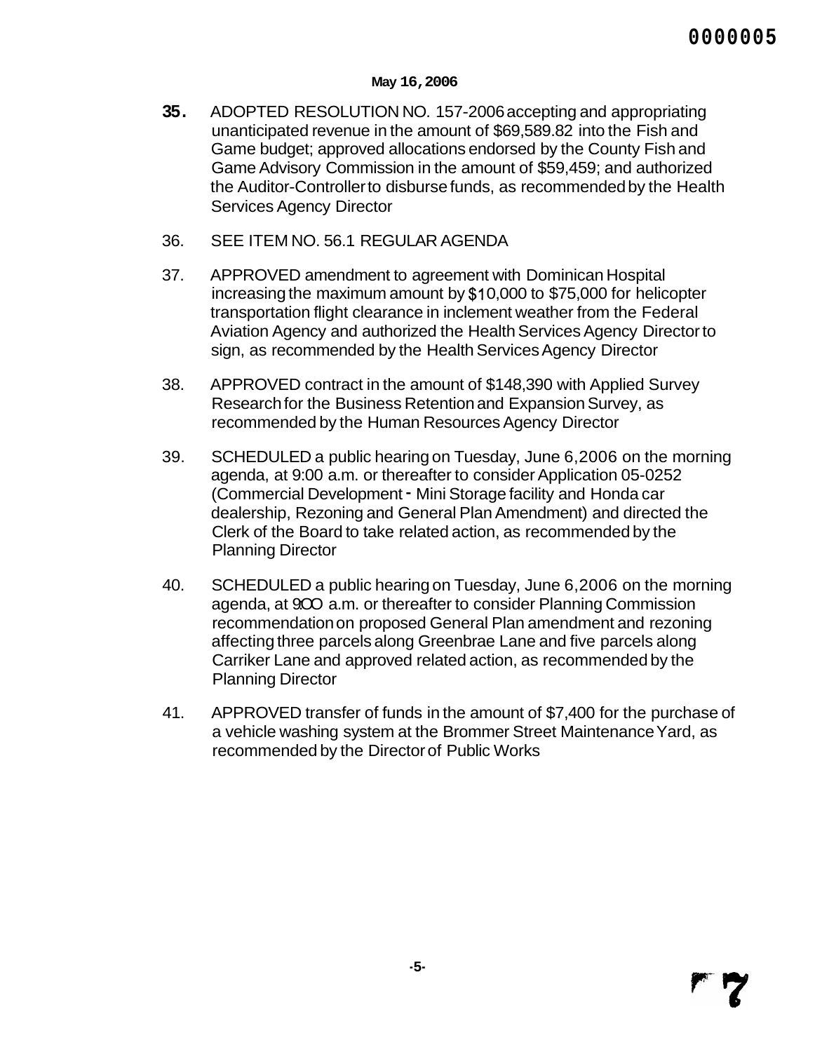May 16, 2006

35. ADOPTED RESOLUTION NO. 157-2006 accepting and appropriating unanticipated revenue in the amount of $69,589.82 into the Fish and Game budget; approved allocations endorsed by the County Fish and Game Advisory Commission in the amount of $59,459; and authorized the Auditor-Controller to disburse funds, as recommended by the Health Services Agency Director

36. SEE ITEM NO. 56.1 REGULAR AGENDA

37. APPROVED amendment to agreement with Dominican Hospital increasing the maximum amount by $10,000 to $75,000 for helicopter transportation flight clearance in inclement weather from the Federal Aviation Agency and authorized the Health Services Agency Director to sign, as recommended by the Health Services Agency Director

38. APPROVED contract in the amount of $148,390 with Applied Survey Research for the Business Retention and Expansion Survey, as recommended by the Human Resources Agency Director

39. SCHEDULED a public hearing on Tuesday, June 6, 2006 on the morning agenda, at 9:00 a.m. or thereafter to consider Application 05-0252 (Commercial Development - Mini Storage facility and Honda car dealership, Rezoning and General Plan Amendment) and directed the Clerk of the Board to take related action, as recommended by the Planning Director

40. SCHEDULED a public hearing on Tuesday, June 6, 2006 on the morning agenda, at 9:00 a.m. or thereafter to consider Planning Commission recommendation on proposed General Plan amendment and rezoning affecting three parcels along Greenbrae Lane and five parcels along Carriker Lane and approved related action, as recommended by the Planning Director

41. APPROVED transfer of funds in the amount of $7,400 for the purchase of a vehicle washing system at the Brommer Street Maintenance Yard, as recommended by the Director of Public Works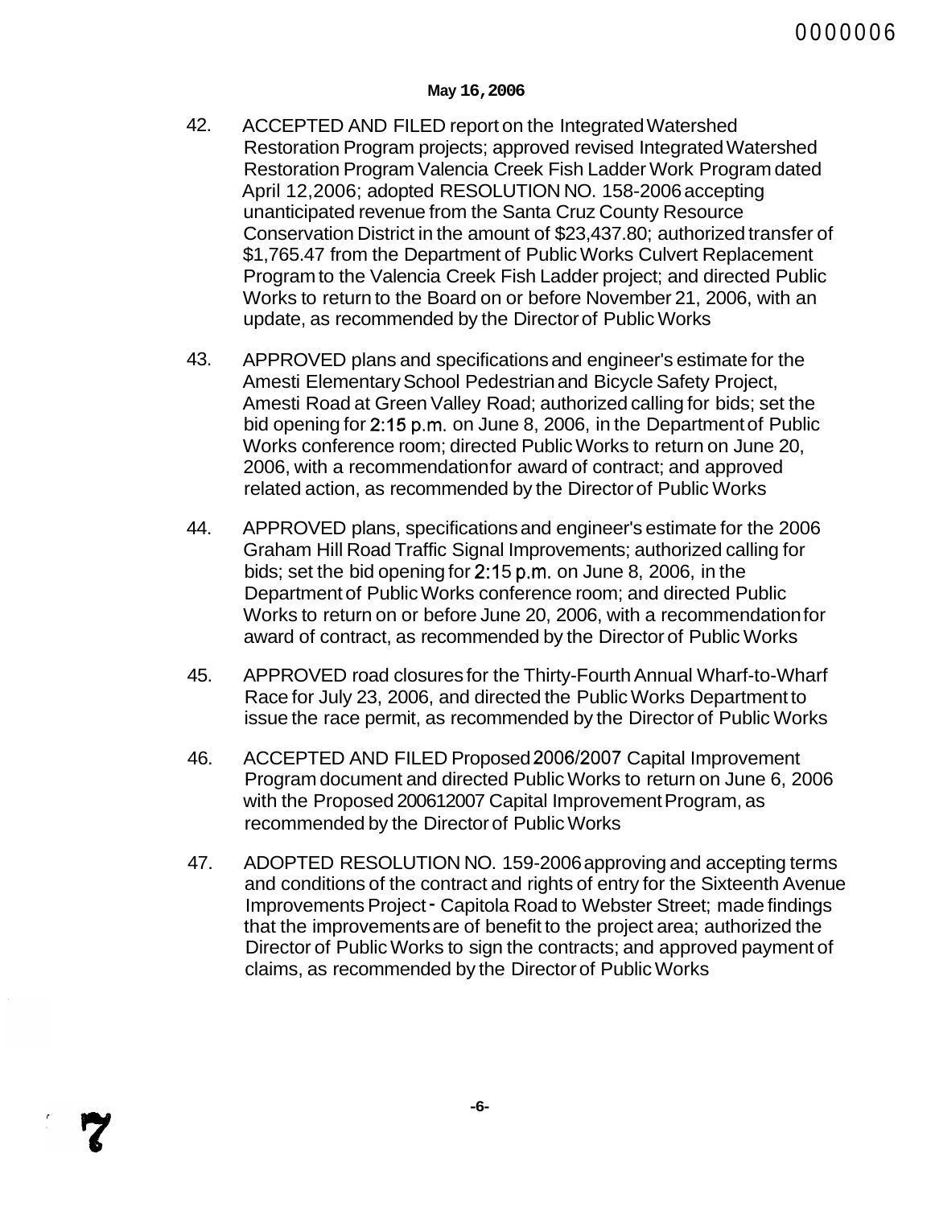**May 16, 2006**

42. ACCEPTED AND FILED report on the Integrated Watershed Restoration Program projects; approved revised Integrated Watershed Restoration Program Valencia Creek Fish Ladder Work Program dated April 12,2006; adopted RESOLUTION NO. 158-2006 accepting unanticipated revenue from the Santa Cruz County Resource Conservation District in the amount of $23,437.80; authorized transfer of $1,765.47 from the Department of Public Works Culvert Replacement Program to the Valencia Creek Fish Ladder project; and directed Public Works to return to the Board on or before November 21, 2006, with an update, as recommended by the Director of Public Works

43. APPROVED plans and specifications and engineer's estimate for the Amesti Elementary School Pedestrian and Bicycle Safety Project, Amesti Road at Green Valley Road; authorized calling for bids; set the bid opening for 2:15 p.m. on June 8, 2006, in the Department of Public Works conference room; directed Public Works to return on June 20, 2006, with a recommendation for award of contract; and approved related action, as recommended by the Director of Public Works

44. APPROVED plans, specifications and engineer's estimate for the 2006 Graham Hill Road Traffic Signal Improvements; authorized calling for bids; set the bid opening for 2:15 p.m. on June 8, 2006, in the Department of Public Works conference room; and directed Public Works to return on or before June 20, 2006, with a recommendation for award of contract, as recommended by the Director of Public Works

45. APPROVED road closures for the Thirty-Fourth Annual Wharf-to-Wharf Race for July 23, 2006, and directed the Public Works Department to issue the race permit, as recommended by the Director of Public Works

46. ACCEPTED AND FILED Proposed 2006/2007 Capital Improvement Program document and directed Public Works to return on June 6, 2006 with the Proposed 200612007 Capital Improvement Program, as recommended by the Director of Public Works

47. ADOPTED RESOLUTION NO. 159-2006 approving and accepting terms and conditions of the contract and rights of entry for the Sixteenth Avenue Improvements Project - Capitola Road to Webster Street; made findings that the improvements are of benefit to the project area; authorized the Director of Public Works to sign the contracts; and approved payment of claims, as recommended by the Director of Public Works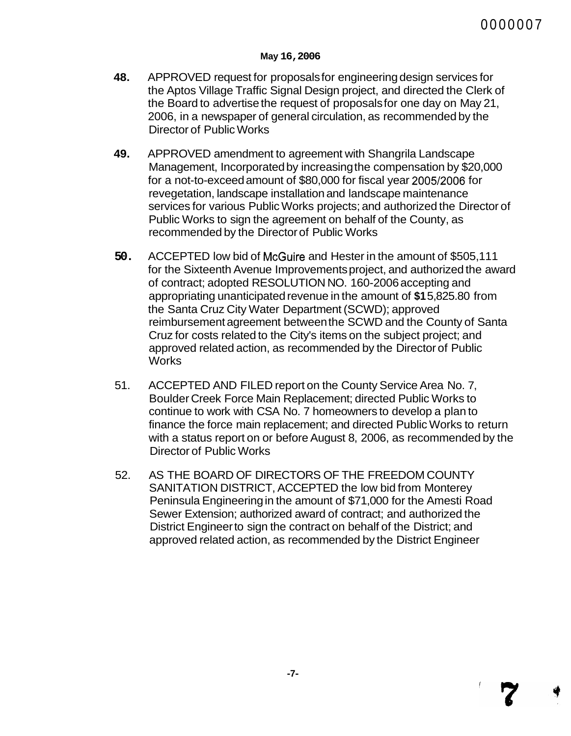**May 16, 2006**

**48.** APPROVED request for proposals for engineering design services for the Aptos Village Traffic Signal Design project, and directed the Clerk of the Board to advertise the request of proposals for one day on May 21, 2006, in a newspaper of general circulation, as recommended by the Director of Public Works

**49.** APPROVED amendment to agreement with Shangrila Landscape Management, Incorporated by increasing the compensation by $20,000 for a not-to-exceed amount of $80,000 for fiscal year 2005/2006 for revegetation, landscape installation and landscape maintenance services for various Public Works projects; and authorized the Director of Public Works to sign the agreement on behalf of the County, as recommended by the Director of Public Works

**50.** ACCEPTED low bid of McGuire and Hester in the amount of $505,111 for the Sixteenth Avenue Improvements project, and authorized the award of contract; adopted RESOLUTION NO. 160-2006 accepting and appropriating unanticipated revenue in the amount of $15,825.80 from the Santa Cruz City Water Department (SCWD); approved reimbursement agreement between the SCWD and the County of Santa Cruz for costs related to the City's items on the subject project; and approved related action, as recommended by the Director of Public Works

51. ACCEPTED AND FILED report on the County Service Area No. 7, Boulder Creek Force Main Replacement; directed Public Works to continue to work with CSA No. 7 homeowners to develop a plan to finance the force main replacement; and directed Public Works to return with a status report on or before August 8, 2006, as recommended by the Director of Public Works

52. AS THE BOARD OF DIRECTORS OF THE FREEDOM COUNTY SANITATION DISTRICT, ACCEPTED the low bid from Monterey Peninsula Engineering in the amount of $71,000 for the Amesti Road Sewer Extension; authorized award of contract; and authorized the District Engineer to sign the contract on behalf of the District; and approved related action, as recommended by the District Engineer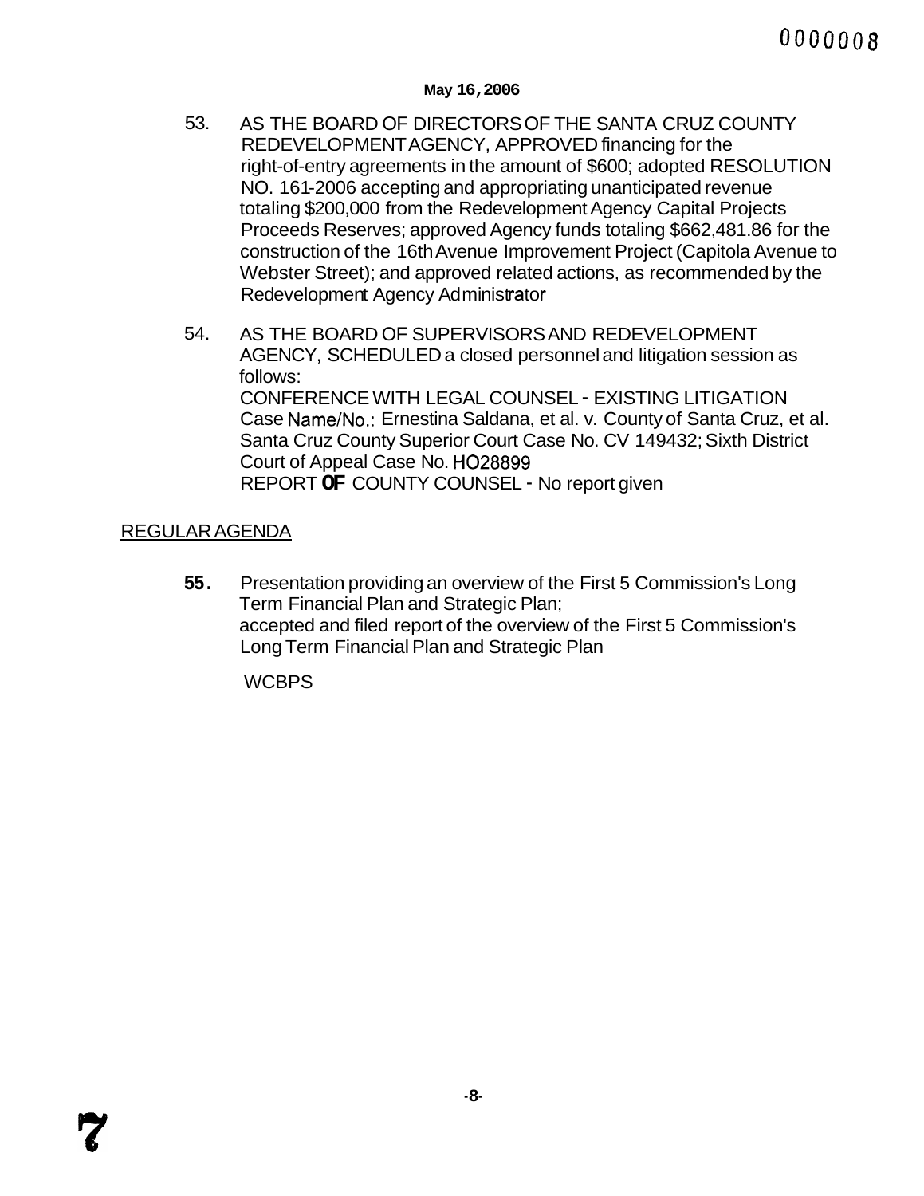**May 16, 2006**

53. AS THE BOARD OF DIRECTORS OF THE SANTA CRUZ COUNTY REDEVELOPMENT AGENCY, APPROVED financing for the right-of-entry agreements in the amount of $600; adopted RESOLUTION NO. 161-2006 accepting and appropriating unanticipated revenue totaling $200,000 from the Redevelopment Agency Capital Projects Proceeds Reserves; approved Agency funds totaling $662,481.86 for the construction of the 16th Avenue Improvement Project (Capitola Avenue to Webster Street); and approved related actions, as recommended by the Redevelopment Agency Administrator

54. AS THE BOARD OF SUPERVISORS AND REDEVELOPMENT AGENCY, SCHEDULED a closed personnel and litigation session as follows:
    CONFERENCE WITH LEGAL COUNSEL - EXISTING LITIGATION
    Case Name/No.: Ernestina Saldana, et al. v. County of Santa Cruz, et al. Santa Cruz County Superior Court Case No. CV 149432; Sixth District Court of Appeal Case No. HO28899
    REPORT OF COUNTY COUNSEL - No report given

REGULAR AGENDA

**55.** Presentation providing an overview of the First 5 Commission's Long Term Financial Plan and Strategic Plan;
accepted and filed report of the overview of the First 5 Commission's Long Term Financial Plan and Strategic Plan

WCBPS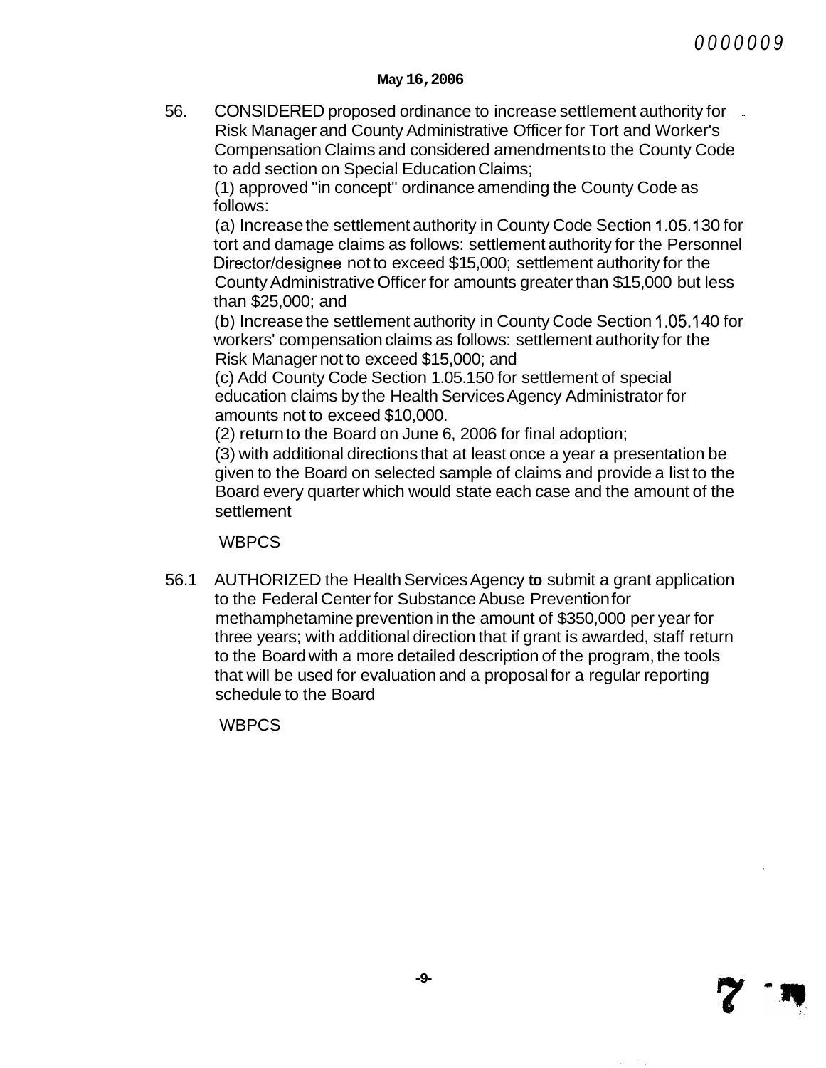May 16, 2006

56. CONSIDERED proposed ordinance to increase settlement authority for Risk Manager and County Administrative Officer for Tort and Worker's Compensation Claims and considered amendments to the County Code to add section on Special Education Claims;

    (1) approved "in concept" ordinance amending the County Code as follows:

    (a) Increase the settlement authority in County Code Section 1.05.130 for tort and damage claims as follows: settlement authority for the Personnel Director/designee not to exceed $15,000; settlement authority for the County Administrative Officer for amounts greater than $15,000 but less than $25,000; and

    (b) Increase the settlement authority in County Code Section 1.05.140 for workers' compensation claims as follows: settlement authority for the Risk Manager not to exceed $15,000; and

    (c) Add County Code Section 1.05.150 for settlement of special education claims by the Health Services Agency Administrator for amounts not to exceed $10,000.

    (2) return to the Board on June 6, 2006 for final adoption;

    (3) with additional directions that at least once a year a presentation be given to the Board on selected sample of claims and provide a list to the Board every quarter which would state each case and the amount of the settlement

    WBPCS

56.1 AUTHORIZED the Health Services Agency to submit a grant application to the Federal Center for Substance Abuse Prevention for methamphetamine prevention in the amount of $350,000 per year for three years; with additional direction that if grant is awarded, staff return to the Board with a more detailed description of the program, the tools that will be used for evaluation and a proposal for a regular reporting schedule to the Board

    WBPCS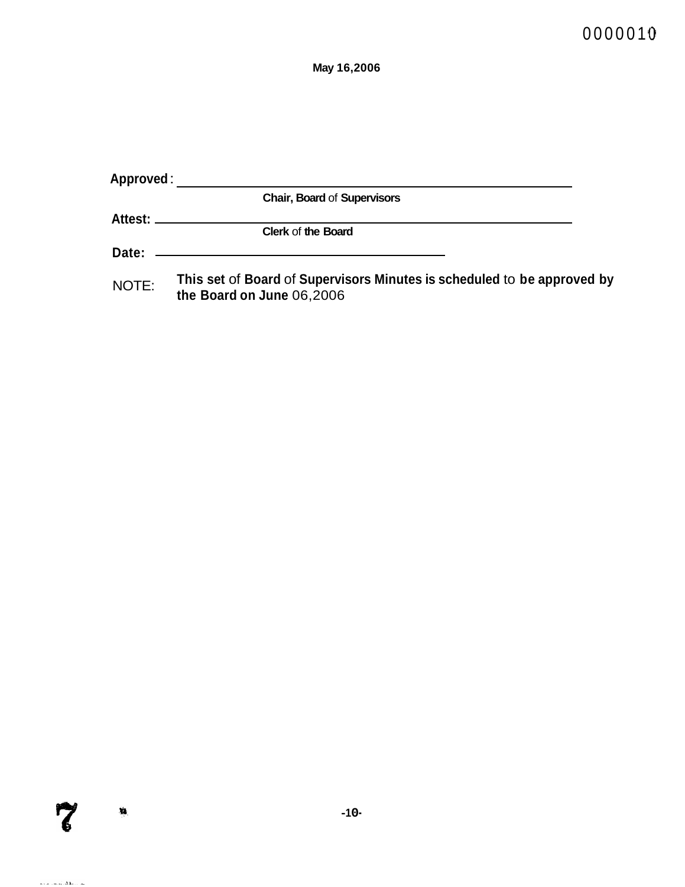May 16,2006

Approved: ____________________________________________
Chair, Board of Supervisors

Attest: ____________________________________________
Clerk of the Board

Date: ______________________________

NOTE: **This set of Board of Supervisors Minutes is scheduled to be approved by the Board on June 06,2006**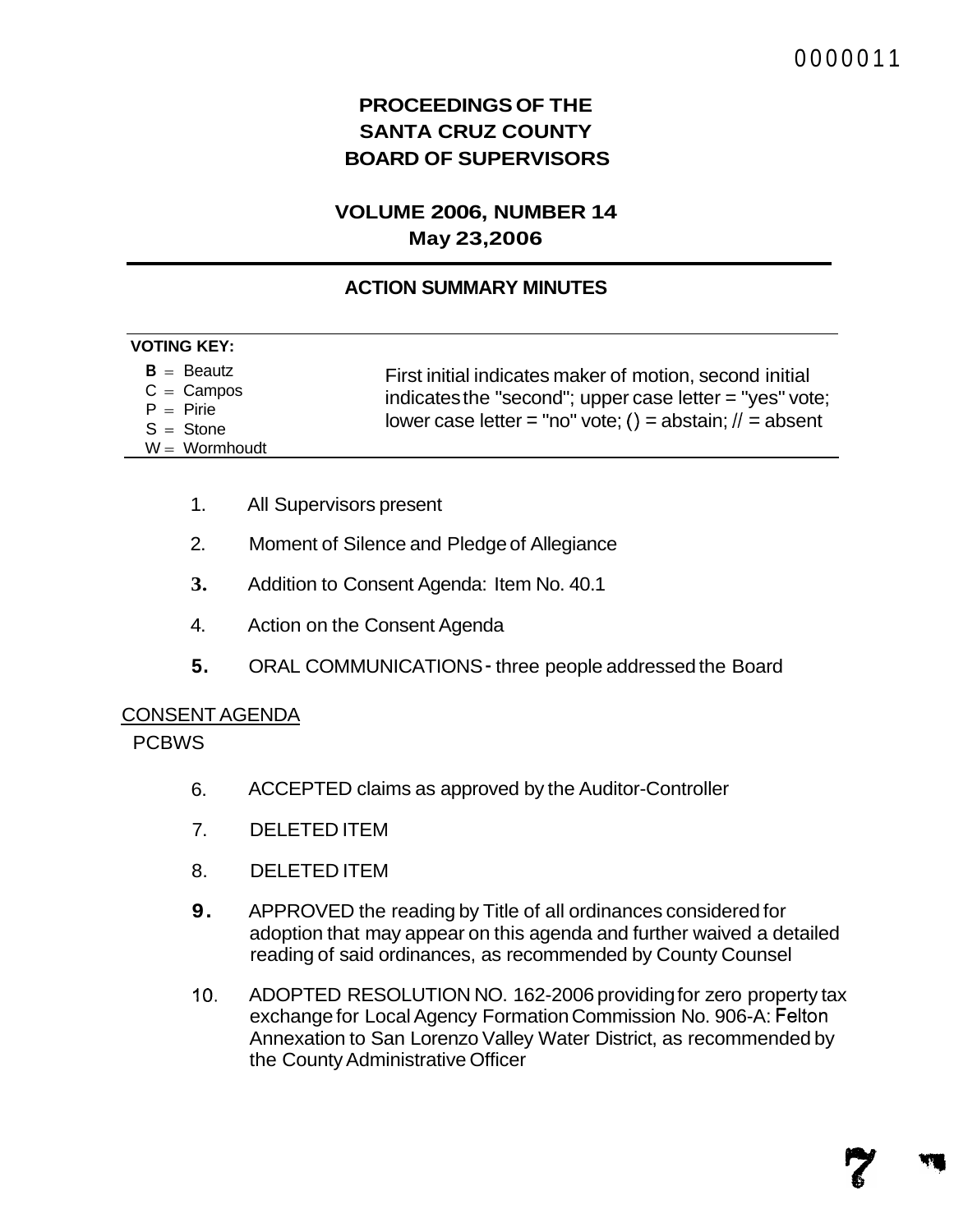# PROCEEDINGS OF THE SANTA CRUZ COUNTY BOARD OF SUPERVISORS

## VOLUME 2006, NUMBER 14
## May 23,2006

### ACTION SUMMARY MINUTES

**VOTING KEY:**

**B** = Beautz
C = Campos
P = Pirie
S = Stone
W = Wormhoudt

First initial indicates maker of motion, second initial indicates the "second"; upper case letter = "yes" vote; lower case letter = "no" vote; () = abstain; // = absent

1. All Supervisors present
2. Moment of Silence and Pledge of Allegiance
3. Addition to Consent Agenda: Item No. 40.1
4. Action on the Consent Agenda
5. ORAL COMMUNICATIONS - three people addressed the Board

CONSENT AGENDA

PCBWS

6. ACCEPTED claims as approved by the Auditor-Controller
7. DELETED ITEM
8. DELETED ITEM
9. APPROVED the reading by Title of all ordinances considered for adoption that may appear on this agenda and further waived a detailed reading of said ordinances, as recommended by County Counsel
10. ADOPTED RESOLUTION NO. 162-2006 providing for zero property tax exchange for Local Agency Formation Commission No. 906-A: Felton Annexation to San Lorenzo Valley Water District, as recommended by the County Administrative Officer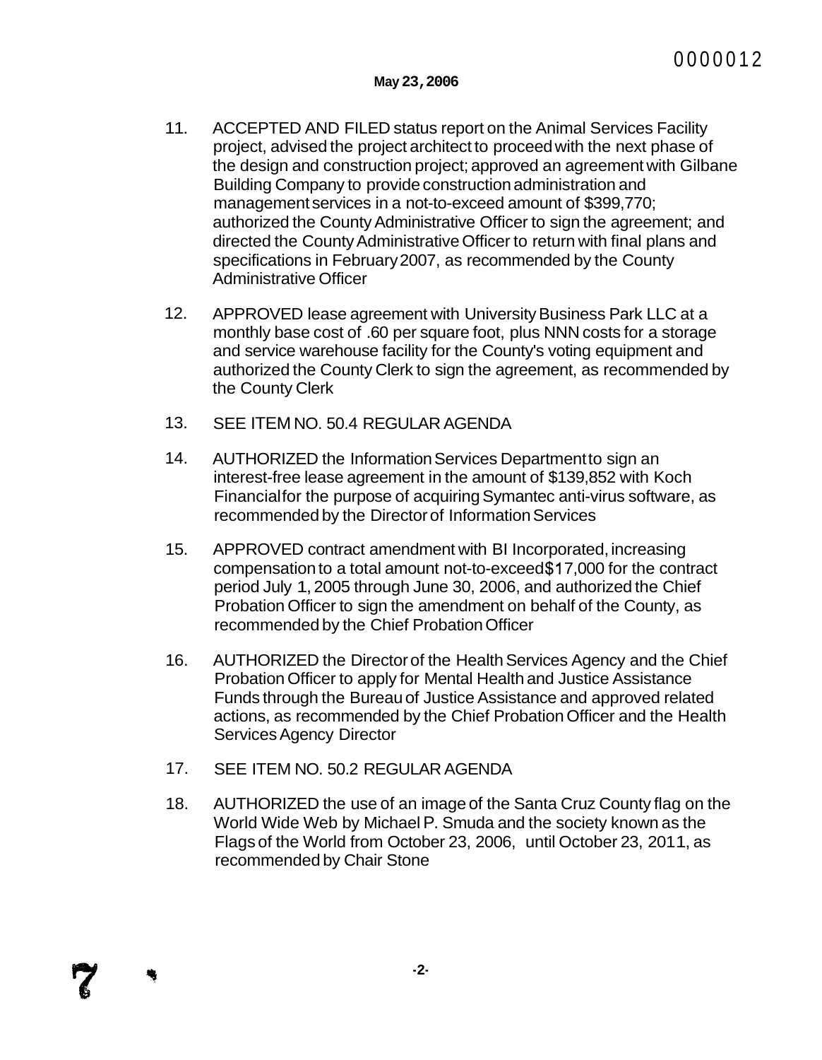May 23, 2006

11. ACCEPTED AND FILED status report on the Animal Services Facility project, advised the project architect to proceed with the next phase of the design and construction project; approved an agreement with Gilbane Building Company to provide construction administration and management services in a not-to-exceed amount of $399,770; authorized the County Administrative Officer to sign the agreement; and directed the County Administrative Officer to return with final plans and specifications in February 2007, as recommended by the County Administrative Officer

12. APPROVED lease agreement with University Business Park LLC at a monthly base cost of .60 per square foot, plus NNN costs for a storage and service warehouse facility for the County's voting equipment and authorized the County Clerk to sign the agreement, as recommended by the County Clerk

13. SEE ITEM NO. 50.4 REGULAR AGENDA

14. AUTHORIZED the Information Services Department to sign an interest-free lease agreement in the amount of $139,852 with Koch Financial for the purpose of acquiring Symantec anti-virus software, as recommended by the Director of Information Services

15. APPROVED contract amendment with BI Incorporated, increasing compensation to a total amount not-to-exceed $17,000 for the contract period July 1, 2005 through June 30, 2006, and authorized the Chief Probation Officer to sign the amendment on behalf of the County, as recommended by the Chief Probation Officer

16. AUTHORIZED the Director of the Health Services Agency and the Chief Probation Officer to apply for Mental Health and Justice Assistance Funds through the Bureau of Justice Assistance and approved related actions, as recommended by the Chief Probation Officer and the Health Services Agency Director

17. SEE ITEM NO. 50.2 REGULAR AGENDA

18. AUTHORIZED the use of an image of the Santa Cruz County flag on the World Wide Web by Michael P. Smuda and the society known as the Flags of the World from October 23, 2006, until October 23, 2011, as recommended by Chair Stone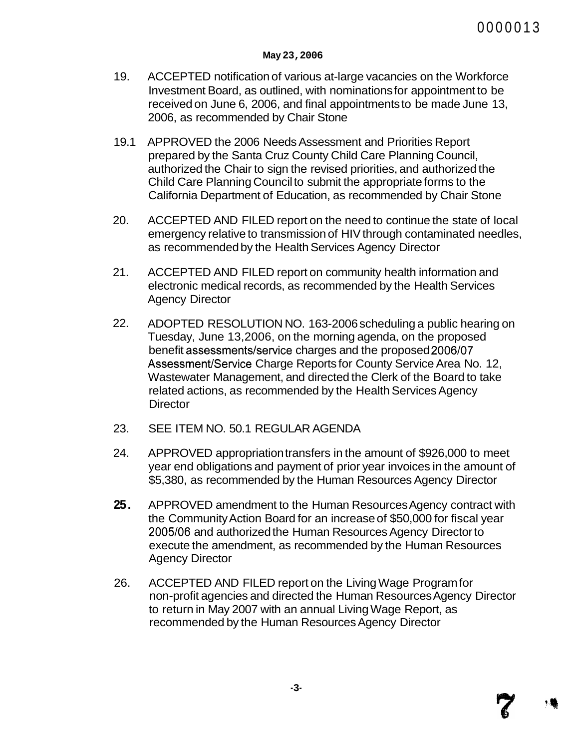**May 23, 2006**

19. ACCEPTED notification of various at-large vacancies on the Workforce Investment Board, as outlined, with nominations for appointment to be received on June 6, 2006, and final appointments to be made June 13, 2006, as recommended by Chair Stone

19.1 APPROVED the 2006 Needs Assessment and Priorities Report prepared by the Santa Cruz County Child Care Planning Council, authorized the Chair to sign the revised priorities, and authorized the Child Care Planning Council to submit the appropriate forms to the California Department of Education, as recommended by Chair Stone

20. ACCEPTED AND FILED report on the need to continue the state of local emergency relative to transmission of HIV through contaminated needles, as recommended by the Health Services Agency Director

21. ACCEPTED AND FILED report on community health information and electronic medical records, as recommended by the Health Services Agency Director

22. ADOPTED RESOLUTION NO. 163-2006 scheduling a public hearing on Tuesday, June 13,2006, on the morning agenda, on the proposed benefit assessments/service charges and the proposed 2006/07 Assessment/Service Charge Reports for County Service Area No. 12, Wastewater Management, and directed the Clerk of the Board to take related actions, as recommended by the Health Services Agency Director

23. SEE ITEM NO. 50.1 REGULAR AGENDA

24. APPROVED appropriation transfers in the amount of $926,000 to meet year end obligations and payment of prior year invoices in the amount of $5,380, as recommended by the Human Resources Agency Director

25. APPROVED amendment to the Human Resources Agency contract with the Community Action Board for an increase of $50,000 for fiscal year 2005/06 and authorized the Human Resources Agency Director to execute the amendment, as recommended by the Human Resources Agency Director

26. ACCEPTED AND FILED report on the Living Wage Program for non-profit agencies and directed the Human Resources Agency Director to return in May 2007 with an annual Living Wage Report, as recommended by the Human Resources Agency Director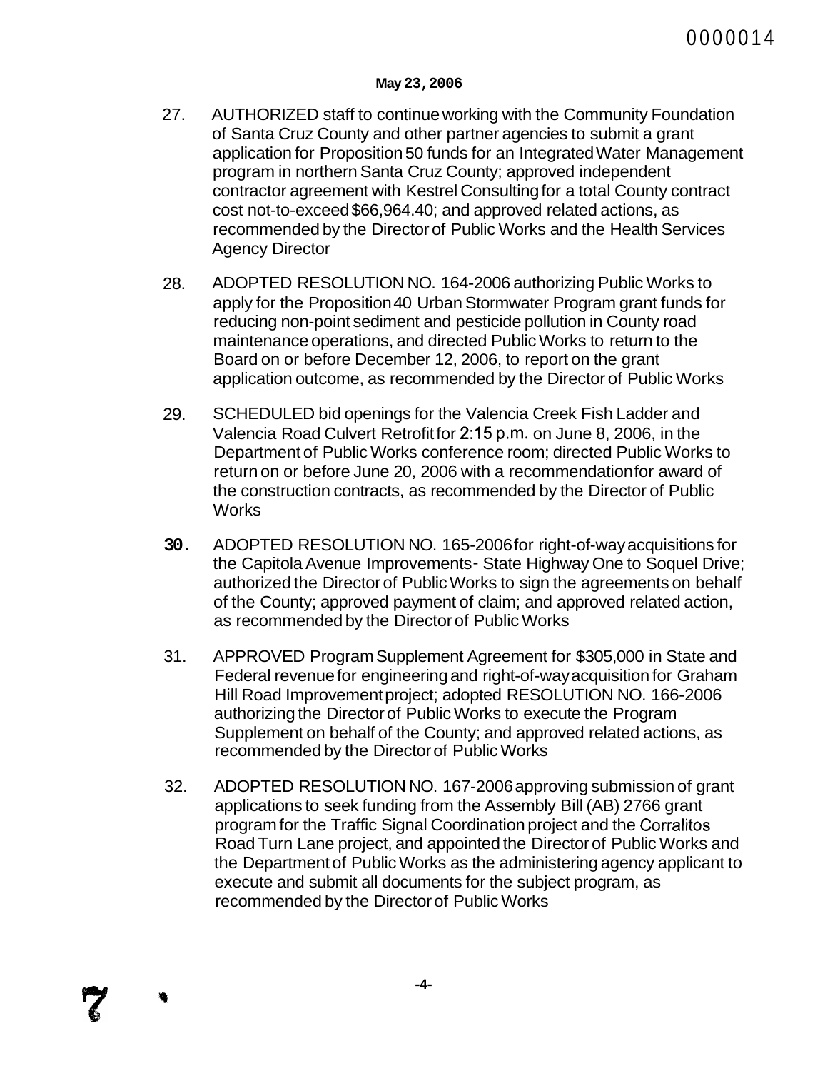**May 23, 2006**

27. AUTHORIZED staff to continue working with the Community Foundation of Santa Cruz County and other partner agencies to submit a grant application for Proposition 50 funds for an Integrated Water Management program in northern Santa Cruz County; approved independent contractor agreement with Kestrel Consulting for a total County contract cost not-to-exceed $66,964.40; and approved related actions, as recommended by the Director of Public Works and the Health Services Agency Director

28. ADOPTED RESOLUTION NO. 164-2006 authorizing Public Works to apply for the Proposition 40 Urban Stormwater Program grant funds for reducing non-point sediment and pesticide pollution in County road maintenance operations, and directed Public Works to return to the Board on or before December 12, 2006, to report on the grant application outcome, as recommended by the Director of Public Works

29. SCHEDULED bid openings for the Valencia Creek Fish Ladder and Valencia Road Culvert Retrofit for 2:15 p.m. on June 8, 2006, in the Department of Public Works conference room; directed Public Works to return on or before June 20, 2006 with a recommendation for award of the construction contracts, as recommended by the Director of Public Works

30. ADOPTED RESOLUTION NO. 165-2006 for right-of-way acquisitions for the Capitola Avenue Improvements - State Highway One to Soquel Drive; authorized the Director of Public Works to sign the agreements on behalf of the County; approved payment of claim; and approved related action, as recommended by the Director of Public Works

31. APPROVED Program Supplement Agreement for $305,000 in State and Federal revenue for engineering and right-of-way acquisition for Graham Hill Road Improvement project; adopted RESOLUTION NO. 166-2006 authorizing the Director of Public Works to execute the Program Supplement on behalf of the County; and approved related actions, as recommended by the Director of Public Works

32. ADOPTED RESOLUTION NO. 167-2006 approving submission of grant applications to seek funding from the Assembly Bill (AB) 2766 grant program for the Traffic Signal Coordination project and the Corralitos Road Turn Lane project, and appointed the Director of Public Works and the Department of Public Works as the administering agency applicant to execute and submit all documents for the subject program, as recommended by the Director of Public Works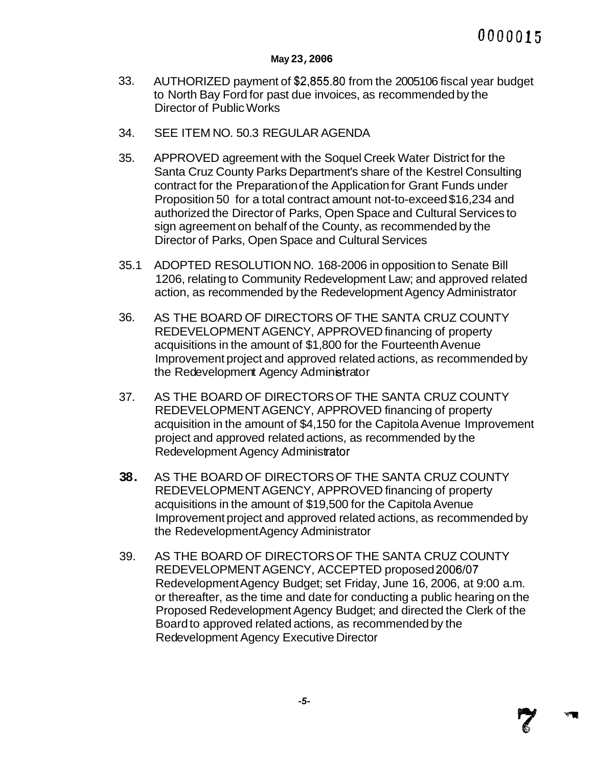**May 23, 2006**

33. AUTHORIZED payment of $2,855.80 from the 2005106 fiscal year budget to North Bay Ford for past due invoices, as recommended by the Director of Public Works

34. SEE ITEM NO. 50.3 REGULAR AGENDA

35. APPROVED agreement with the Soquel Creek Water District for the Santa Cruz County Parks Department's share of the Kestrel Consulting contract for the Preparation of the Application for Grant Funds under Proposition 50 for a total contract amount not-to-exceed $16,234 and authorized the Director of Parks, Open Space and Cultural Services to sign agreement on behalf of the County, as recommended by the Director of Parks, Open Space and Cultural Services

35.1 ADOPTED RESOLUTION NO. 168-2006 in opposition to Senate Bill 1206, relating to Community Redevelopment Law; and approved related action, as recommended by the Redevelopment Agency Administrator

36. AS THE BOARD OF DIRECTORS OF THE SANTA CRUZ COUNTY REDEVELOPMENT AGENCY, APPROVED financing of property acquisitions in the amount of $1,800 for the Fourteenth Avenue Improvement project and approved related actions, as recommended by the Redevelopment Agency Administrator

37. AS THE BOARD OF DIRECTORS OF THE SANTA CRUZ COUNTY REDEVELOPMENT AGENCY, APPROVED financing of property acquisition in the amount of $4,150 for the Capitola Avenue Improvement project and approved related actions, as recommended by the Redevelopment Agency Administrator

38. AS THE BOARD OF DIRECTORS OF THE SANTA CRUZ COUNTY REDEVELOPMENT AGENCY, APPROVED financing of property acquisitions in the amount of $19,500 for the Capitola Avenue Improvement project and approved related actions, as recommended by the Redevelopment Agency Administrator

39. AS THE BOARD OF DIRECTORS OF THE SANTA CRUZ COUNTY REDEVELOPMENT AGENCY, ACCEPTED proposed 2006/07 Redevelopment Agency Budget; set Friday, June 16, 2006, at 9:00 a.m. or thereafter, as the time and date for conducting a public hearing on the Proposed Redevelopment Agency Budget; and directed the Clerk of the Board to approved related actions, as recommended by the Redevelopment Agency Executive Director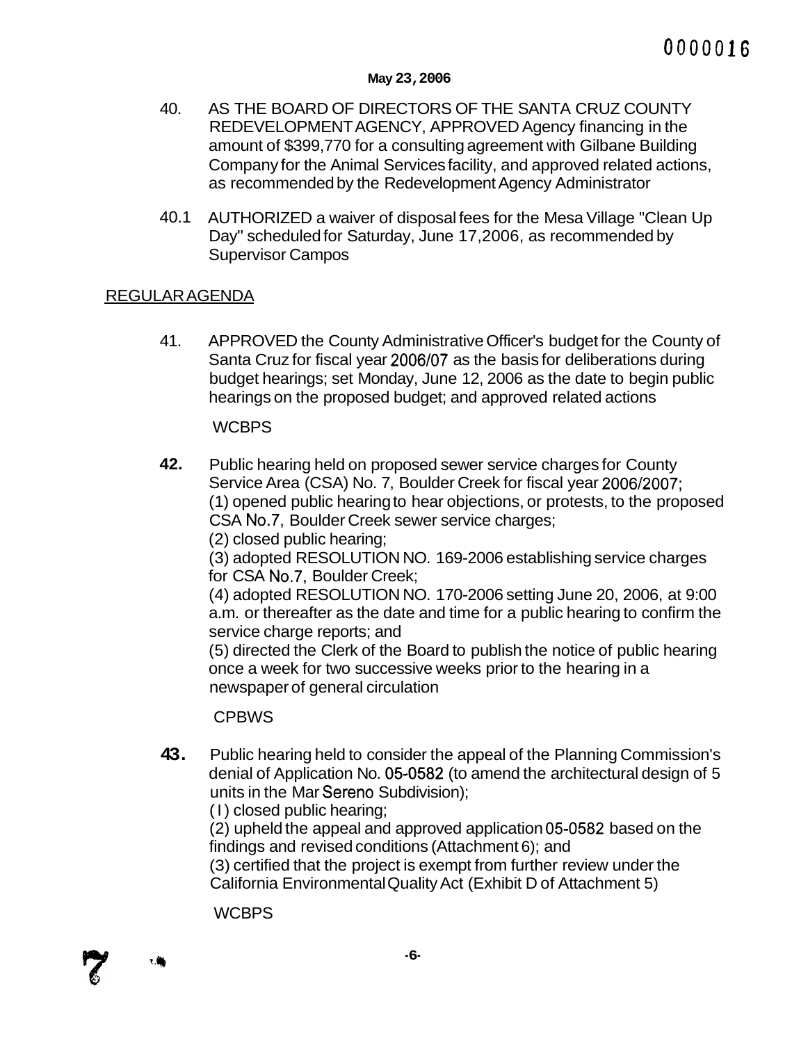May 23, 2006

40. AS THE BOARD OF DIRECTORS OF THE SANTA CRUZ COUNTY REDEVELOPMENT AGENCY, APPROVED Agency financing in the amount of $399,770 for a consulting agreement with Gilbane Building Company for the Animal Services facility, and approved related actions, as recommended by the Redevelopment Agency Administrator

40.1 AUTHORIZED a waiver of disposal fees for the Mesa Village "Clean Up Day" scheduled for Saturday, June 17,2006, as recommended by Supervisor Campos

REGULAR AGENDA

41. APPROVED the County Administrative Officer's budget for the County of Santa Cruz for fiscal year 2006/07 as the basis for deliberations during budget hearings; set Monday, June 12, 2006 as the date to begin public hearings on the proposed budget; and approved related actions

    WCBPS

42. Public hearing held on proposed sewer service charges for County Service Area (CSA) No. 7, Boulder Creek for fiscal year 2006/2007;
    (1) opened public hearing to hear objections, or protests, to the proposed CSA No.7, Boulder Creek sewer service charges;
    (2) closed public hearing;
    (3) adopted RESOLUTION NO. 169-2006 establishing service charges for CSA No.7, Boulder Creek;
    (4) adopted RESOLUTION NO. 170-2006 setting June 20, 2006, at 9:00 a.m. or thereafter as the date and time for a public hearing to confirm the service charge reports; and
    (5) directed the Clerk of the Board to publish the notice of public hearing once a week for two successive weeks prior to the hearing in a newspaper of general circulation

    CPBWS

43. Public hearing held to consider the appeal of the Planning Commission's denial of Application No. 05-0582 (to amend the architectural design of 5 units in the Mar Sereno Subdivision);
    (1) closed public hearing;
    (2) upheld the appeal and approved application 05-0582 based on the findings and revised conditions (Attachment 6); and
    (3) certified that the project is exempt from further review under the California Environmental Quality Act (Exhibit D of Attachment 5)

    WCBPS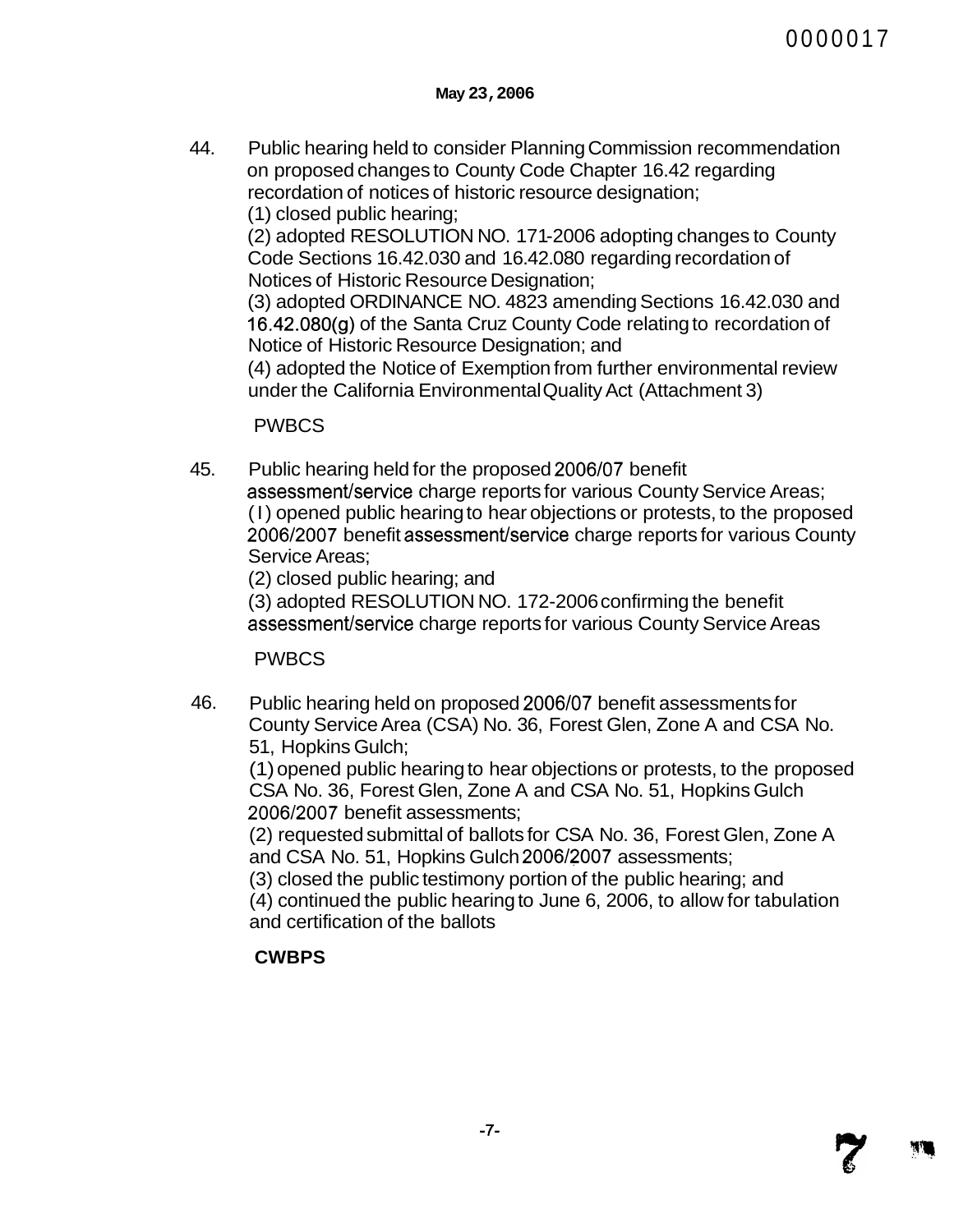**May 23, 2006**

44. Public hearing held to consider Planning Commission recommendation on proposed changes to County Code Chapter 16.42 regarding recordation of notices of historic resource designation;
    (1) closed public hearing;
    (2) adopted RESOLUTION NO. 171-2006 adopting changes to County Code Sections 16.42.030 and 16.42.080 regarding recordation of Notices of Historic Resource Designation;
    (3) adopted ORDINANCE NO. 4823 amending Sections 16.42.030 and 16.42.080(g) of the Santa Cruz County Code relating to recordation of Notice of Historic Resource Designation; and
    (4) adopted the Notice of Exemption from further environmental review under the California Environmental Quality Act (Attachment 3)

    PWBCS

45. Public hearing held for the proposed 2006/07 benefit assessment/service charge reports for various County Service Areas;
    (1) opened public hearing to hear objections or protests, to the proposed 2006/2007 benefit assessment/service charge reports for various County Service Areas;
    (2) closed public hearing; and
    (3) adopted RESOLUTION NO. 172-2006 confirming the benefit assessment/service charge reports for various County Service Areas

    PWBCS

46. Public hearing held on proposed 2006/07 benefit assessments for County Service Area (CSA) No. 36, Forest Glen, Zone A and CSA No. 51, Hopkins Gulch;
    (1) opened public hearing to hear objections or protests, to the proposed CSA No. 36, Forest Glen, Zone A and CSA No. 51, Hopkins Gulch 2006/2007 benefit assessments;
    (2) requested submittal of ballots for CSA No. 36, Forest Glen, Zone A and CSA No. 51, Hopkins Gulch 2006/2007 assessments;
    (3) closed the public testimony portion of the public hearing; and
    (4) continued the public hearing to June 6, 2006, to allow for tabulation and certification of the ballots

    **CWBPS**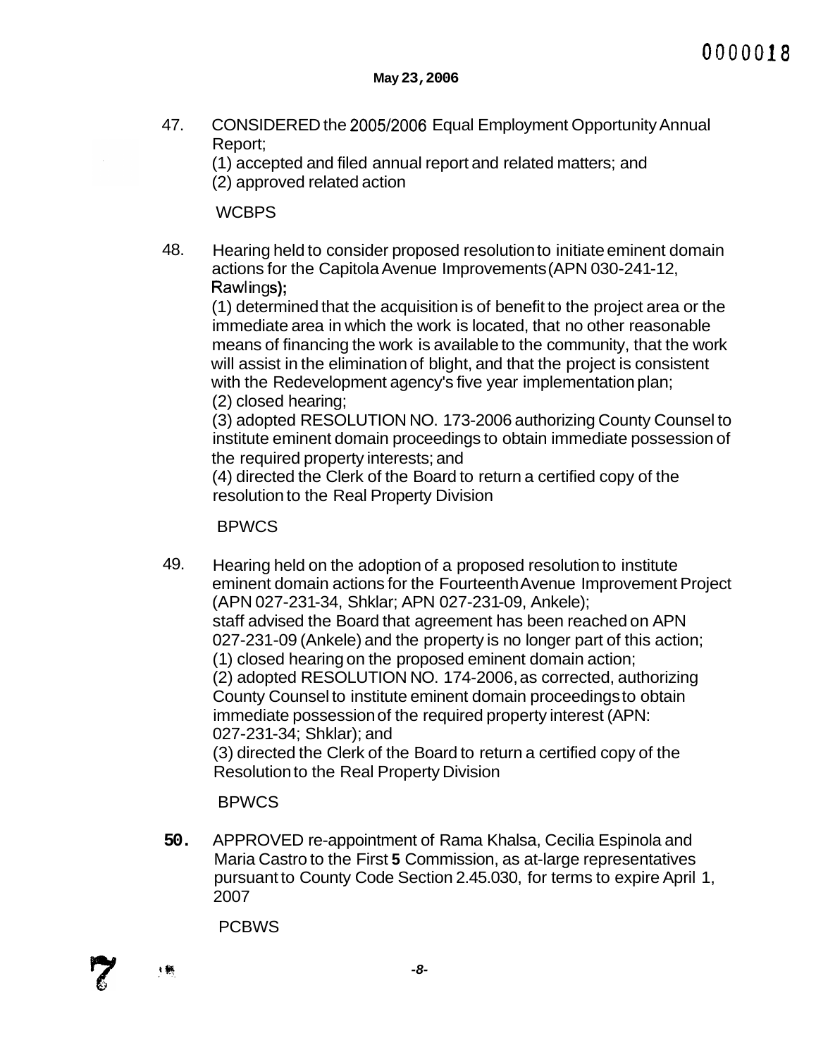May 23, 2006

47. CONSIDERED the 2005/2006 Equal Employment Opportunity Annual Report;
    (1) accepted and filed annual report and related matters; and
    (2) approved related action

    WCBPS

48. Hearing held to consider proposed resolution to initiate eminent domain actions for the Capitola Avenue Improvements (APN 030-241-12, Rawlings);
    (1) determined that the acquisition is of benefit to the project area or the immediate area in which the work is located, that no other reasonable means of financing the work is available to the community, that the work will assist in the elimination of blight, and that the project is consistent with the Redevelopment agency's five year implementation plan;
    (2) closed hearing;
    (3) adopted RESOLUTION NO. 173-2006 authorizing County Counsel to institute eminent domain proceedings to obtain immediate possession of the required property interests; and
    (4) directed the Clerk of the Board to return a certified copy of the resolution to the Real Property Division

    BPWCS

49. Hearing held on the adoption of a proposed resolution to institute eminent domain actions for the Fourteenth Avenue Improvement Project (APN 027-231-34, Shklar; APN 027-231-09, Ankele);
    staff advised the Board that agreement has been reached on APN 027-231-09 (Ankele) and the property is no longer part of this action;
    (1) closed hearing on the proposed eminent domain action;
    (2) adopted RESOLUTION NO. 174-2006, as corrected, authorizing County Counsel to institute eminent domain proceedings to obtain immediate possession of the required property interest (APN: 027-231-34; Shklar); and
    (3) directed the Clerk of the Board to return a certified copy of the Resolution to the Real Property Division

    BPWCS

**50.** APPROVED re-appointment of Rama Khalsa, Cecilia Espinola and Maria Castro to the First **5** Commission, as at-large representatives pursuant to County Code Section 2.45.030, for terms to expire April 1, 2007

    PCBWS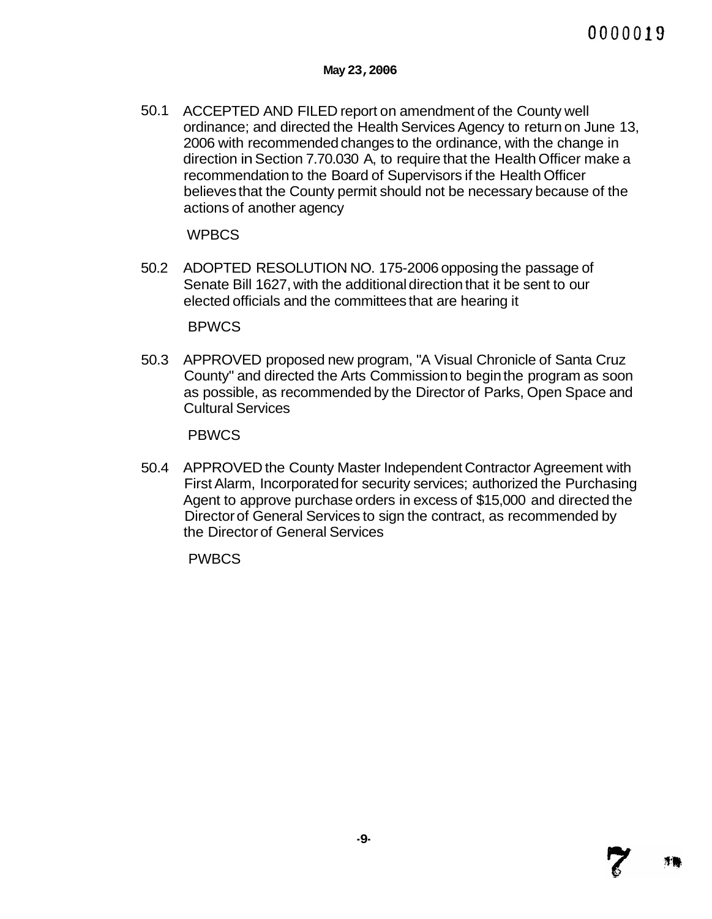**May 23, 2006**

50.1 ACCEPTED AND FILED report on amendment of the County well ordinance; and directed the Health Services Agency to return on June 13, 2006 with recommended changes to the ordinance, with the change in direction in Section 7.70.030 A, to require that the Health Officer make a recommendation to the Board of Supervisors if the Health Officer believes that the County permit should not be necessary because of the actions of another agency

WPBCS

50.2 ADOPTED RESOLUTION NO. 175-2006 opposing the passage of Senate Bill 1627, with the additional direction that it be sent to our elected officials and the committees that are hearing it

BPWCS

50.3 APPROVED proposed new program, "A Visual Chronicle of Santa Cruz County" and directed the Arts Commission to begin the program as soon as possible, as recommended by the Director of Parks, Open Space and Cultural Services

PBWCS

50.4 APPROVED the County Master Independent Contractor Agreement with First Alarm, Incorporated for security services; authorized the Purchasing Agent to approve purchase orders in excess of $15,000 and directed the Director of General Services to sign the contract, as recommended by the Director of General Services

PWBCS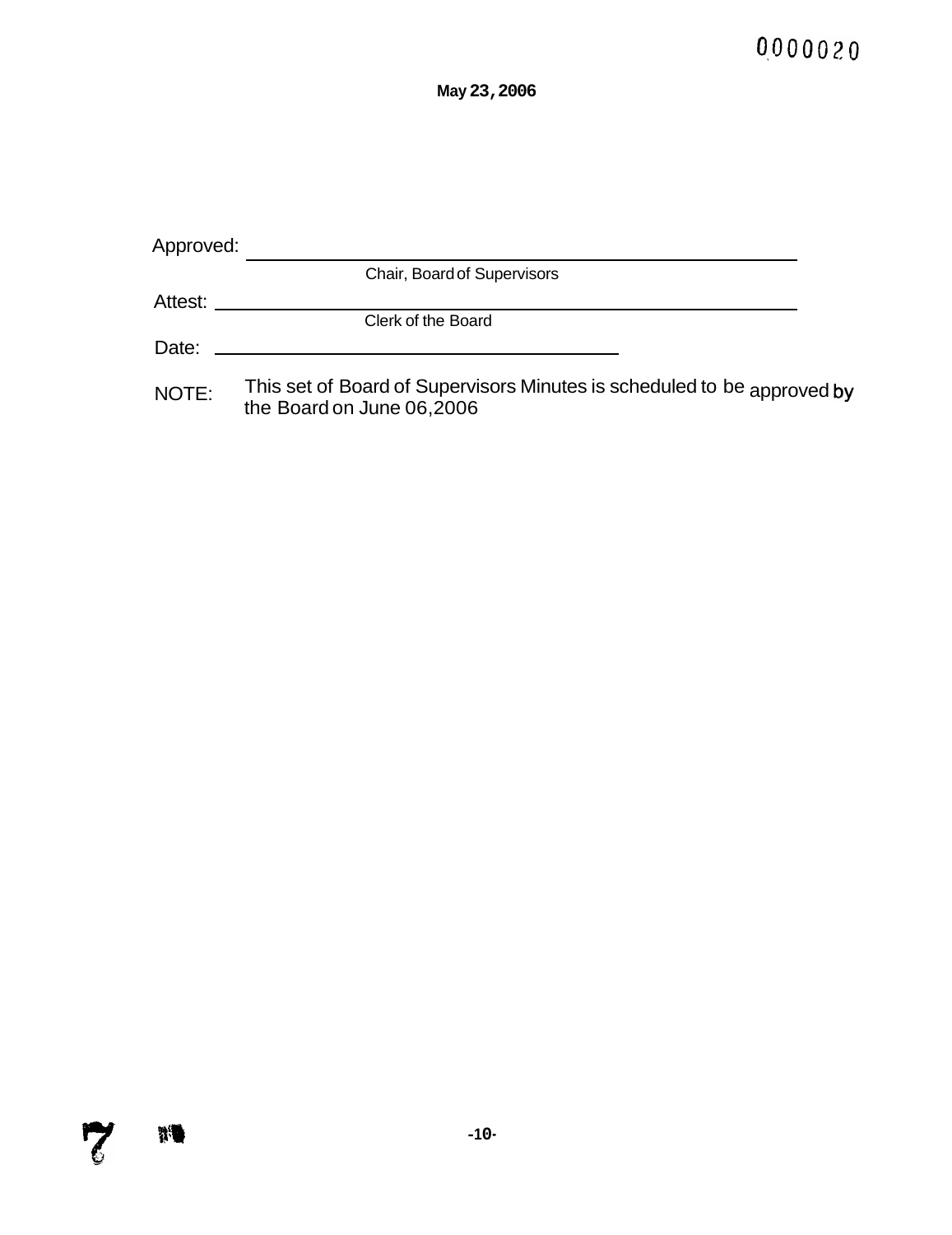May 23, 2006

Approved: ______________________________________________

Chair, Board of Supervisors

Attest: ______________________________________________

Clerk of the Board

Date: ______________________________

NOTE: This set of Board of Supervisors Minutes is scheduled to be approved by the Board on June 06, 2006